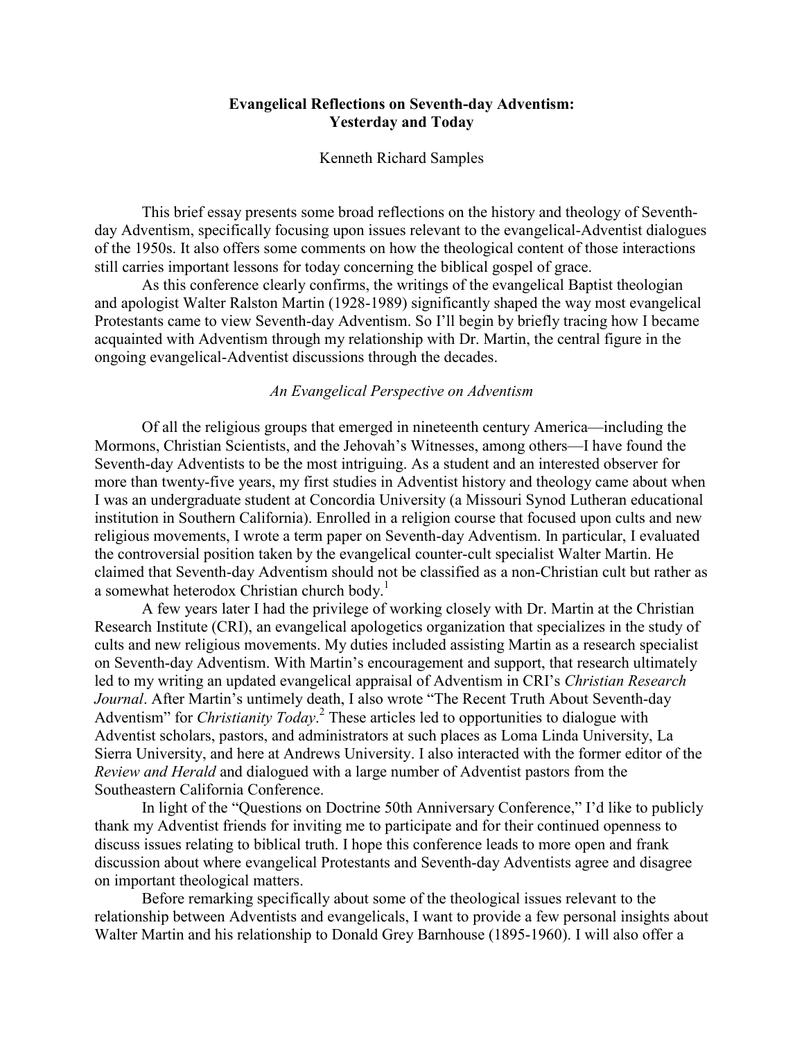# Evangelical Reflections on Seventh-day Adventism: Yesterday and Today

Kenneth Richard Samples

This brief essay presents some broad reflections on the history and theology of Seventh-day Adventism, specifically focusing upon issues relevant to the evangelical-Adventist dialogues of the 1950s. It also offers some comments on how the theological content of those interactions still carries important lessons for today concerning the biblical gospel of grace.

As this conference clearly confirms, the writings of the evangelical Baptist theologian and apologist Walter Ralston Martin (1928-1989) significantly shaped the way most evangelical Protestants came to view Seventh-day Adventism. So I'll begin by briefly tracing how I became acquainted with Adventism through my relationship with Dr. Martin, the central figure in the ongoing evangelical-Adventist discussions through the decades.

## *An Evangelical Perspective on Adventism*

Of all the religious groups that emerged in nineteenth century America—including the Mormons, Christian Scientists, and the Jehovah's Witnesses, among others—I have found the Seventh-day Adventists to be the most intriguing. As a student and an interested observer for more than twenty-five years, my first studies in Adventist history and theology came about when I was an undergraduate student at Concordia University (a Missouri Synod Lutheran educational institution in Southern California). Enrolled in a religion course that focused upon cults and new religious movements, I wrote a term paper on Seventh-day Adventism. In particular, I evaluated the controversial position taken by the evangelical counter-cult specialist Walter Martin. He claimed that Seventh-day Adventism should not be classified as a non-Christian cult but rather as a somewhat heterodox Christian church body.[1]

A few years later I had the privilege of working closely with Dr. Martin at the Christian Research Institute (CRI), an evangelical apologetics organization that specializes in the study of cults and new religious movements. My duties included assisting Martin as a research specialist on Seventh-day Adventism. With Martin's encouragement and support, that research ultimately led to my writing an updated evangelical appraisal of Adventism in CRI's *Christian Research Journal*. After Martin's untimely death, I also wrote "The Recent Truth About Seventh-day Adventism" for *Christianity Today*.[2] These articles led to opportunities to dialogue with Adventist scholars, pastors, and administrators at such places as Loma Linda University, La Sierra University, and here at Andrews University. I also interacted with the former editor of the *Review and Herald* and dialogued with a large number of Adventist pastors from the Southeastern California Conference.

In light of the "Questions on Doctrine 50th Anniversary Conference," I'd like to publicly thank my Adventist friends for inviting me to participate and for their continued openness to discuss issues relating to biblical truth. I hope this conference leads to more open and frank discussion about where evangelical Protestants and Seventh-day Adventists agree and disagree on important theological matters.

Before remarking specifically about some of the theological issues relevant to the relationship between Adventists and evangelicals, I want to provide a few personal insights about Walter Martin and his relationship to Donald Grey Barnhouse (1895-1960). I will also offer a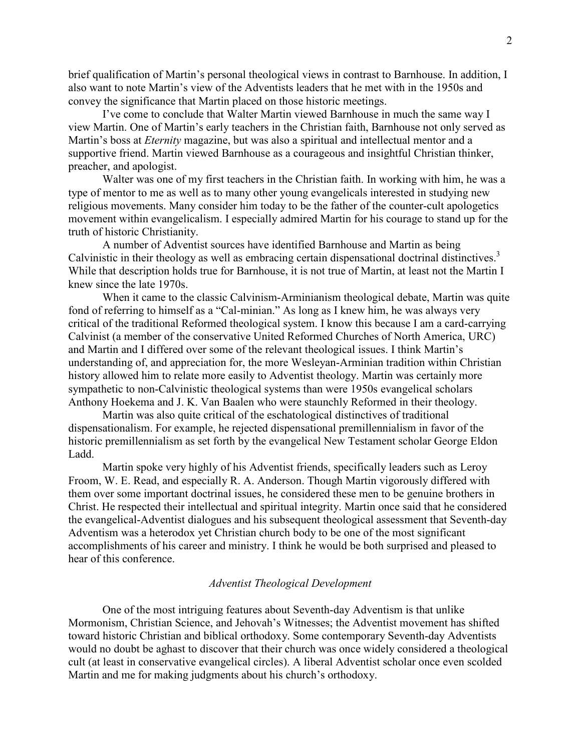brief qualification of Martin's personal theological views in contrast to Barnhouse. In addition, I also want to note Martin's view of the Adventists leaders that he met with in the 1950s and convey the significance that Martin placed on those historic meetings.

I've come to conclude that Walter Martin viewed Barnhouse in much the same way I view Martin. One of Martin's early teachers in the Christian faith, Barnhouse not only served as Martin's boss at *Eternity* magazine, but was also a spiritual and intellectual mentor and a supportive friend. Martin viewed Barnhouse as a courageous and insightful Christian thinker, preacher, and apologist.

Walter was one of my first teachers in the Christian faith. In working with him, he was a type of mentor to me as well as to many other young evangelicals interested in studying new religious movements. Many consider him today to be the father of the counter-cult apologetics movement within evangelicalism. I especially admired Martin for his courage to stand up for the truth of historic Christianity.

A number of Adventist sources have identified Barnhouse and Martin as being Calvinistic in their theology as well as embracing certain dispensational doctrinal distinctives.[3] While that description holds true for Barnhouse, it is not true of Martin, at least not the Martin I knew since the late 1970s.

When it came to the classic Calvinism-Arminianism theological debate, Martin was quite fond of referring to himself as a "Cal-minian." As long as I knew him, he was always very critical of the traditional Reformed theological system. I know this because I am a card-carrying Calvinist (a member of the conservative United Reformed Churches of North America, URC) and Martin and I differed over some of the relevant theological issues. I think Martin's understanding of, and appreciation for, the more Wesleyan-Arminian tradition within Christian history allowed him to relate more easily to Adventist theology. Martin was certainly more sympathetic to non-Calvinistic theological systems than were 1950s evangelical scholars Anthony Hoekema and J. K. Van Baalen who were staunchly Reformed in their theology.

Martin was also quite critical of the eschatological distinctives of traditional dispensationalism. For example, he rejected dispensational premillennialism in favor of the historic premillennialism as set forth by the evangelical New Testament scholar George Eldon Ladd.

Martin spoke very highly of his Adventist friends, specifically leaders such as Leroy Froom, W. E. Read, and especially R. A. Anderson. Though Martin vigorously differed with them over some important doctrinal issues, he considered these men to be genuine brothers in Christ. He respected their intellectual and spiritual integrity. Martin once said that he considered the evangelical-Adventist dialogues and his subsequent theological assessment that Seventh-day Adventism was a heterodox yet Christian church body to be one of the most significant accomplishments of his career and ministry. I think he would be both surprised and pleased to hear of this conference.

### *Adventist Theological Development*

One of the most intriguing features about Seventh-day Adventism is that unlike Mormonism, Christian Science, and Jehovah's Witnesses; the Adventist movement has shifted toward historic Christian and biblical orthodoxy. Some contemporary Seventh-day Adventists would no doubt be aghast to discover that their church was once widely considered a theological cult (at least in conservative evangelical circles). A liberal Adventist scholar once even scolded Martin and me for making judgments about his church's orthodoxy.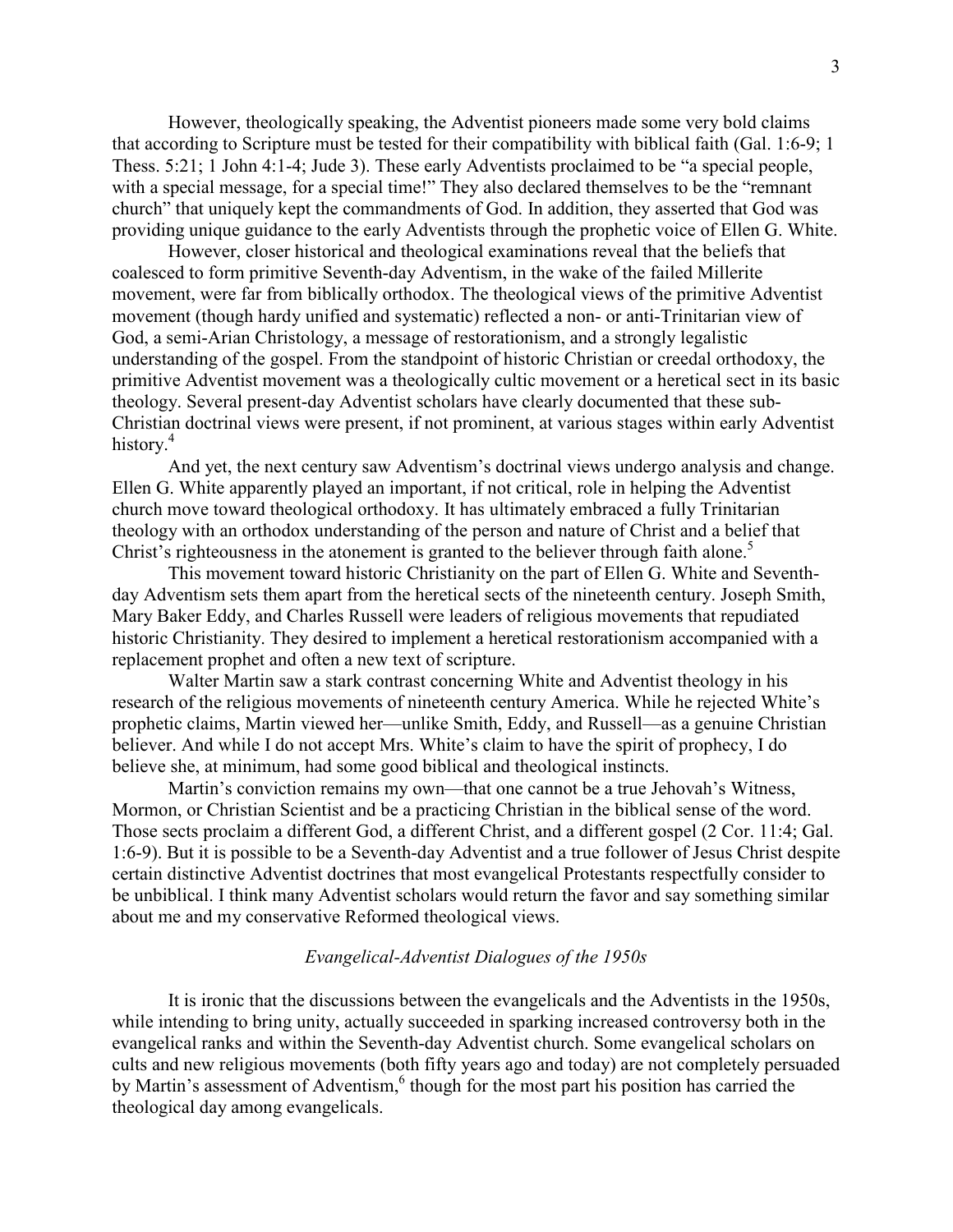However, theologically speaking, the Adventist pioneers made some very bold claims that according to Scripture must be tested for their compatibility with biblical faith (Gal. 1:6-9; 1 Thess. 5:21; 1 John 4:1-4; Jude 3). These early Adventists proclaimed to be "a special people, with a special message, for a special time!" They also declared themselves to be the "remnant church" that uniquely kept the commandments of God. In addition, they asserted that God was providing unique guidance to the early Adventists through the prophetic voice of Ellen G. White.

However, closer historical and theological examinations reveal that the beliefs that coalesced to form primitive Seventh-day Adventism, in the wake of the failed Millerite movement, were far from biblically orthodox. The theological views of the primitive Adventist movement (though hardy unified and systematic) reflected a non- or anti-Trinitarian view of God, a semi-Arian Christology, a message of restorationism, and a strongly legalistic understanding of the gospel. From the standpoint of historic Christian or creedal orthodoxy, the primitive Adventist movement was a theologically cultic movement or a heretical sect in its basic theology. Several present-day Adventist scholars have clearly documented that these sub-Christian doctrinal views were present, if not prominent, at various stages within early Adventist history.[4]

And yet, the next century saw Adventism's doctrinal views undergo analysis and change. Ellen G. White apparently played an important, if not critical, role in helping the Adventist church move toward theological orthodoxy. It has ultimately embraced a fully Trinitarian theology with an orthodox understanding of the person and nature of Christ and a belief that Christ's righteousness in the atonement is granted to the believer through faith alone.[5]

This movement toward historic Christianity on the part of Ellen G. White and Seventh-day Adventism sets them apart from the heretical sects of the nineteenth century. Joseph Smith, Mary Baker Eddy, and Charles Russell were leaders of religious movements that repudiated historic Christianity. They desired to implement a heretical restorationism accompanied with a replacement prophet and often a new text of scripture.

Walter Martin saw a stark contrast concerning White and Adventist theology in his research of the religious movements of nineteenth century America. While he rejected White's prophetic claims, Martin viewed her—unlike Smith, Eddy, and Russell—as a genuine Christian believer. And while I do not accept Mrs. White's claim to have the spirit of prophecy, I do believe she, at minimum, had some good biblical and theological instincts.

Martin's conviction remains my own—that one cannot be a true Jehovah's Witness, Mormon, or Christian Scientist and be a practicing Christian in the biblical sense of the word. Those sects proclaim a different God, a different Christ, and a different gospel (2 Cor. 11:4; Gal. 1:6-9). But it is possible to be a Seventh-day Adventist and a true follower of Jesus Christ despite certain distinctive Adventist doctrines that most evangelical Protestants respectfully consider to be unbiblical. I think many Adventist scholars would return the favor and say something similar about me and my conservative Reformed theological views.

### *Evangelical-Adventist Dialogues of the 1950s*

It is ironic that the discussions between the evangelicals and the Adventists in the 1950s, while intending to bring unity, actually succeeded in sparking increased controversy both in the evangelical ranks and within the Seventh-day Adventist church. Some evangelical scholars on cults and new religious movements (both fifty years ago and today) are not completely persuaded by Martin's assessment of Adventism,[6] though for the most part his position has carried the theological day among evangelicals.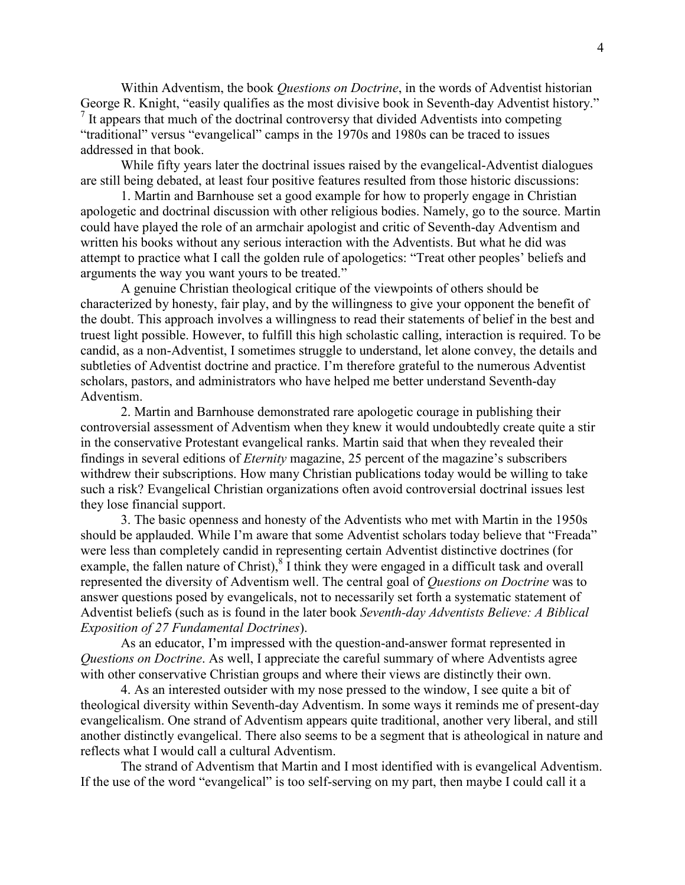Within Adventism, the book *Questions on Doctrine*, in the words of Adventist historian George R. Knight, "easily qualifies as the most divisive book in Seventh-day Adventist history."[7] It appears that much of the doctrinal controversy that divided Adventists into competing "traditional" versus "evangelical" camps in the 1970s and 1980s can be traced to issues addressed in that book.

While fifty years later the doctrinal issues raised by the evangelical-Adventist dialogues are still being debated, at least four positive features resulted from those historic discussions:

1. Martin and Barnhouse set a good example for how to properly engage in Christian apologetic and doctrinal discussion with other religious bodies. Namely, go to the source. Martin could have played the role of an armchair apologist and critic of Seventh-day Adventism and written his books without any serious interaction with the Adventists. But what he did was attempt to practice what I call the golden rule of apologetics: "Treat other peoples' beliefs and arguments the way you want yours to be treated."

A genuine Christian theological critique of the viewpoints of others should be characterized by honesty, fair play, and by the willingness to give your opponent the benefit of the doubt. This approach involves a willingness to read their statements of belief in the best and truest light possible. However, to fulfill this high scholastic calling, interaction is required. To be candid, as a non-Adventist, I sometimes struggle to understand, let alone convey, the details and subtleties of Adventist doctrine and practice. I'm therefore grateful to the numerous Adventist scholars, pastors, and administrators who have helped me better understand Seventh-day Adventism.

2. Martin and Barnhouse demonstrated rare apologetic courage in publishing their controversial assessment of Adventism when they knew it would undoubtedly create quite a stir in the conservative Protestant evangelical ranks. Martin said that when they revealed their findings in several editions of *Eternity* magazine, 25 percent of the magazine's subscribers withdrew their subscriptions. How many Christian publications today would be willing to take such a risk? Evangelical Christian organizations often avoid controversial doctrinal issues lest they lose financial support.

3. The basic openness and honesty of the Adventists who met with Martin in the 1950s should be applauded. While I'm aware that some Adventist scholars today believe that "Freada" were less than completely candid in representing certain Adventist distinctive doctrines (for example, the fallen nature of Christ),[8] I think they were engaged in a difficult task and overall represented the diversity of Adventism well. The central goal of *Questions on Doctrine* was to answer questions posed by evangelicals, not to necessarily set forth a systematic statement of Adventist beliefs (such as is found in the later book *Seventh-day Adventists Believe: A Biblical Exposition of 27 Fundamental Doctrines*).

As an educator, I'm impressed with the question-and-answer format represented in *Questions on Doctrine*. As well, I appreciate the careful summary of where Adventists agree with other conservative Christian groups and where their views are distinctly their own.

4. As an interested outsider with my nose pressed to the window, I see quite a bit of theological diversity within Seventh-day Adventism. In some ways it reminds me of present-day evangelicalism. One strand of Adventism appears quite traditional, another very liberal, and still another distinctly evangelical. There also seems to be a segment that is atheological in nature and reflects what I would call a cultural Adventism.

The strand of Adventism that Martin and I most identified with is evangelical Adventism. If the use of the word "evangelical" is too self-serving on my part, then maybe I could call it a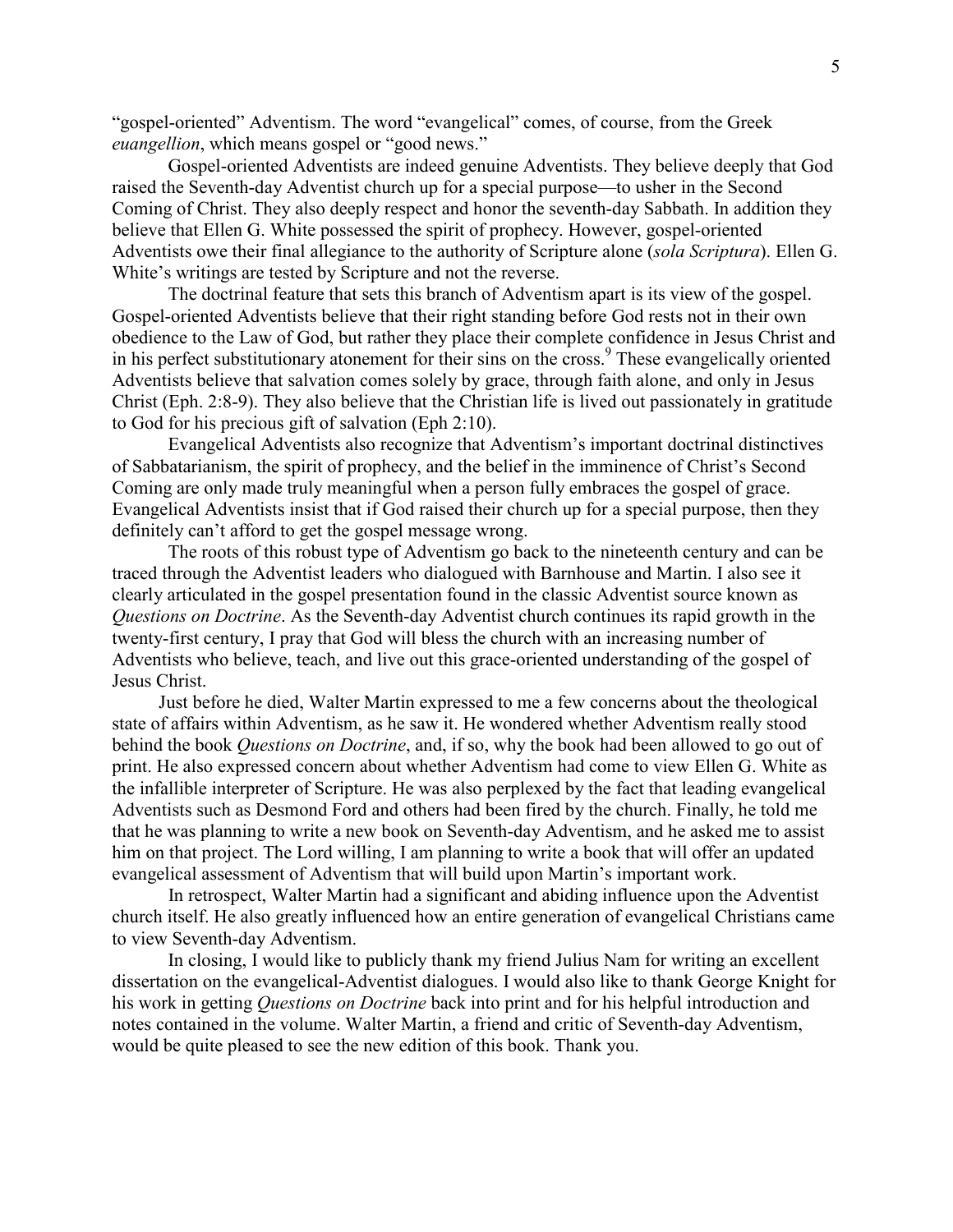"gospel-oriented" Adventism. The word "evangelical" comes, of course, from the Greek *euangellion*, which means gospel or "good news."

Gospel-oriented Adventists are indeed genuine Adventists. They believe deeply that God raised the Seventh-day Adventist church up for a special purpose—to usher in the Second Coming of Christ. They also deeply respect and honor the seventh-day Sabbath. In addition they believe that Ellen G. White possessed the spirit of prophecy. However, gospel-oriented Adventists owe their final allegiance to the authority of Scripture alone (*sola Scriptura*). Ellen G. White's writings are tested by Scripture and not the reverse.

The doctrinal feature that sets this branch of Adventism apart is its view of the gospel. Gospel-oriented Adventists believe that their right standing before God rests not in their own obedience to the Law of God, but rather they place their complete confidence in Jesus Christ and in his perfect substitutionary atonement for their sins on the cross.[9] These evangelically oriented Adventists believe that salvation comes solely by grace, through faith alone, and only in Jesus Christ (Eph. 2:8-9). They also believe that the Christian life is lived out passionately in gratitude to God for his precious gift of salvation (Eph 2:10).

Evangelical Adventists also recognize that Adventism's important doctrinal distinctives of Sabbatarianism, the spirit of prophecy, and the belief in the imminence of Christ's Second Coming are only made truly meaningful when a person fully embraces the gospel of grace. Evangelical Adventists insist that if God raised their church up for a special purpose, then they definitely can't afford to get the gospel message wrong.

The roots of this robust type of Adventism go back to the nineteenth century and can be traced through the Adventist leaders who dialogued with Barnhouse and Martin. I also see it clearly articulated in the gospel presentation found in the classic Adventist source known as *Questions on Doctrine*. As the Seventh-day Adventist church continues its rapid growth in the twenty-first century, I pray that God will bless the church with an increasing number of Adventists who believe, teach, and live out this grace-oriented understanding of the gospel of Jesus Christ.

Just before he died, Walter Martin expressed to me a few concerns about the theological state of affairs within Adventism, as he saw it. He wondered whether Adventism really stood behind the book *Questions on Doctrine*, and, if so, why the book had been allowed to go out of print. He also expressed concern about whether Adventism had come to view Ellen G. White as the infallible interpreter of Scripture. He was also perplexed by the fact that leading evangelical Adventists such as Desmond Ford and others had been fired by the church. Finally, he told me that he was planning to write a new book on Seventh-day Adventism, and he asked me to assist him on that project. The Lord willing, I am planning to write a book that will offer an updated evangelical assessment of Adventism that will build upon Martin's important work.

In retrospect, Walter Martin had a significant and abiding influence upon the Adventist church itself. He also greatly influenced how an entire generation of evangelical Christians came to view Seventh-day Adventism.

In closing, I would like to publicly thank my friend Julius Nam for writing an excellent dissertation on the evangelical-Adventist dialogues. I would also like to thank George Knight for his work in getting *Questions on Doctrine* back into print and for his helpful introduction and notes contained in the volume. Walter Martin, a friend and critic of Seventh-day Adventism, would be quite pleased to see the new edition of this book. Thank you.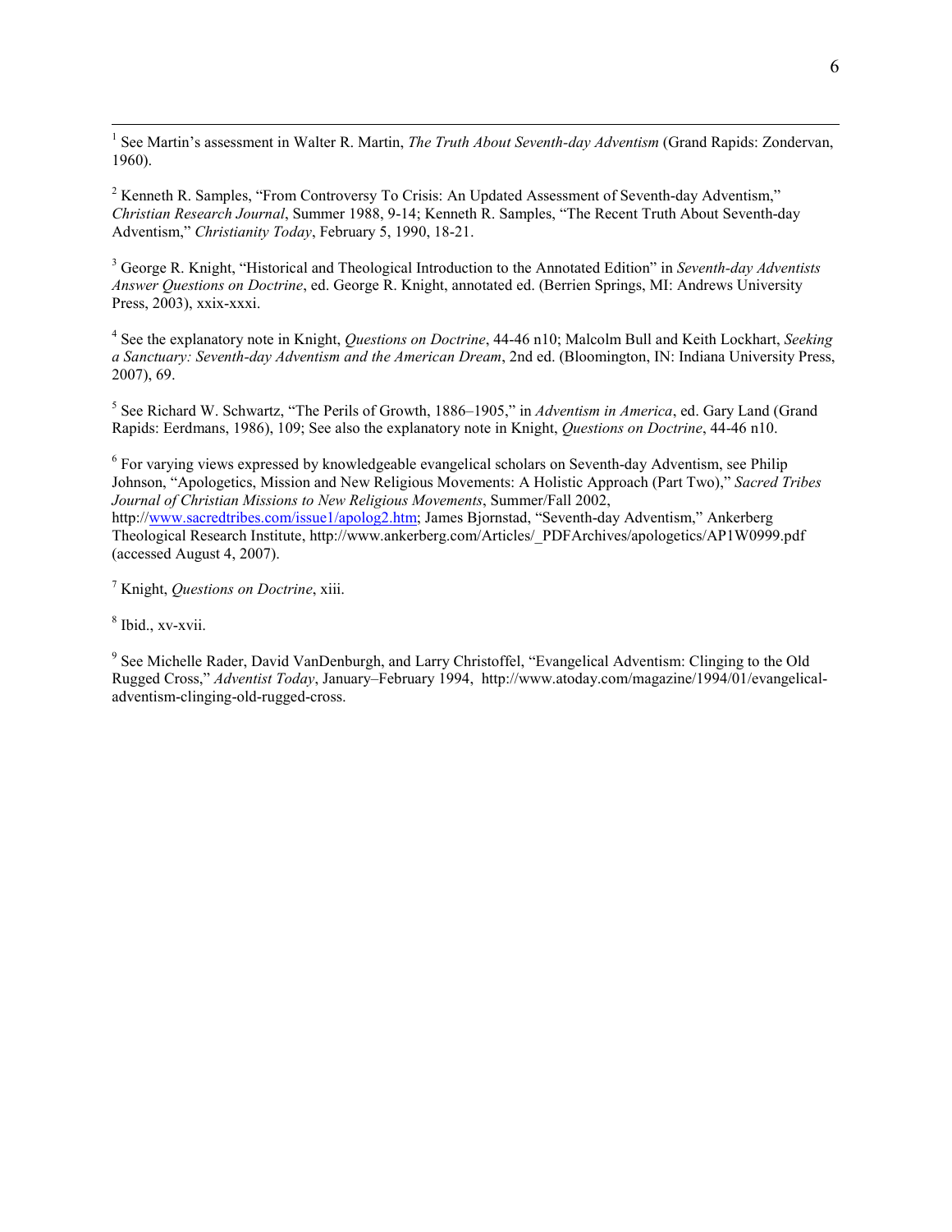[1] See Martin's assessment in Walter R. Martin, *The Truth About Seventh-day Adventism* (Grand Rapids: Zondervan, 1960).

[2] Kenneth R. Samples, "From Controversy To Crisis: An Updated Assessment of Seventh-day Adventism," *Christian Research Journal*, Summer 1988, 9-14; Kenneth R. Samples, "The Recent Truth About Seventh-day Adventism," *Christianity Today*, February 5, 1990, 18-21.

[3] George R. Knight, "Historical and Theological Introduction to the Annotated Edition" in *Seventh-day Adventists Answer Questions on Doctrine*, ed. George R. Knight, annotated ed. (Berrien Springs, MI: Andrews University Press, 2003), xxix-xxxi.

[4] See the explanatory note in Knight, *Questions on Doctrine*, 44-46 n10; Malcolm Bull and Keith Lockhart, *Seeking a Sanctuary: Seventh-day Adventism and the American Dream*, 2nd ed. (Bloomington, IN: Indiana University Press, 2007), 69.

[5] See Richard W. Schwartz, "The Perils of Growth, 1886–1905," in *Adventism in America*, ed. Gary Land (Grand Rapids: Eerdmans, 1986), 109; See also the explanatory note in Knight, *Questions on Doctrine*, 44-46 n10.

[6] For varying views expressed by knowledgeable evangelical scholars on Seventh-day Adventism, see Philip Johnson, "Apologetics, Mission and New Religious Movements: A Holistic Approach (Part Two)," *Sacred Tribes Journal of Christian Missions to New Religious Movements*, Summer/Fall 2002, http://www.sacredtribes.com/issue1/apolog2.htm; James Bjornstad, "Seventh-day Adventism," Ankerberg Theological Research Institute, http://www.ankerberg.com/Articles/_PDFArchives/apologetics/AP1W0999.pdf (accessed August 4, 2007).

[7] Knight, *Questions on Doctrine*, xiii.

[8] Ibid., xv-xvii.

[9] See Michelle Rader, David VanDenburgh, and Larry Christoffel, "Evangelical Adventism: Clinging to the Old Rugged Cross," *Adventist Today*, January–February 1994, http://www.atoday.com/magazine/1994/01/evangelical-adventism-clinging-old-rugged-cross.